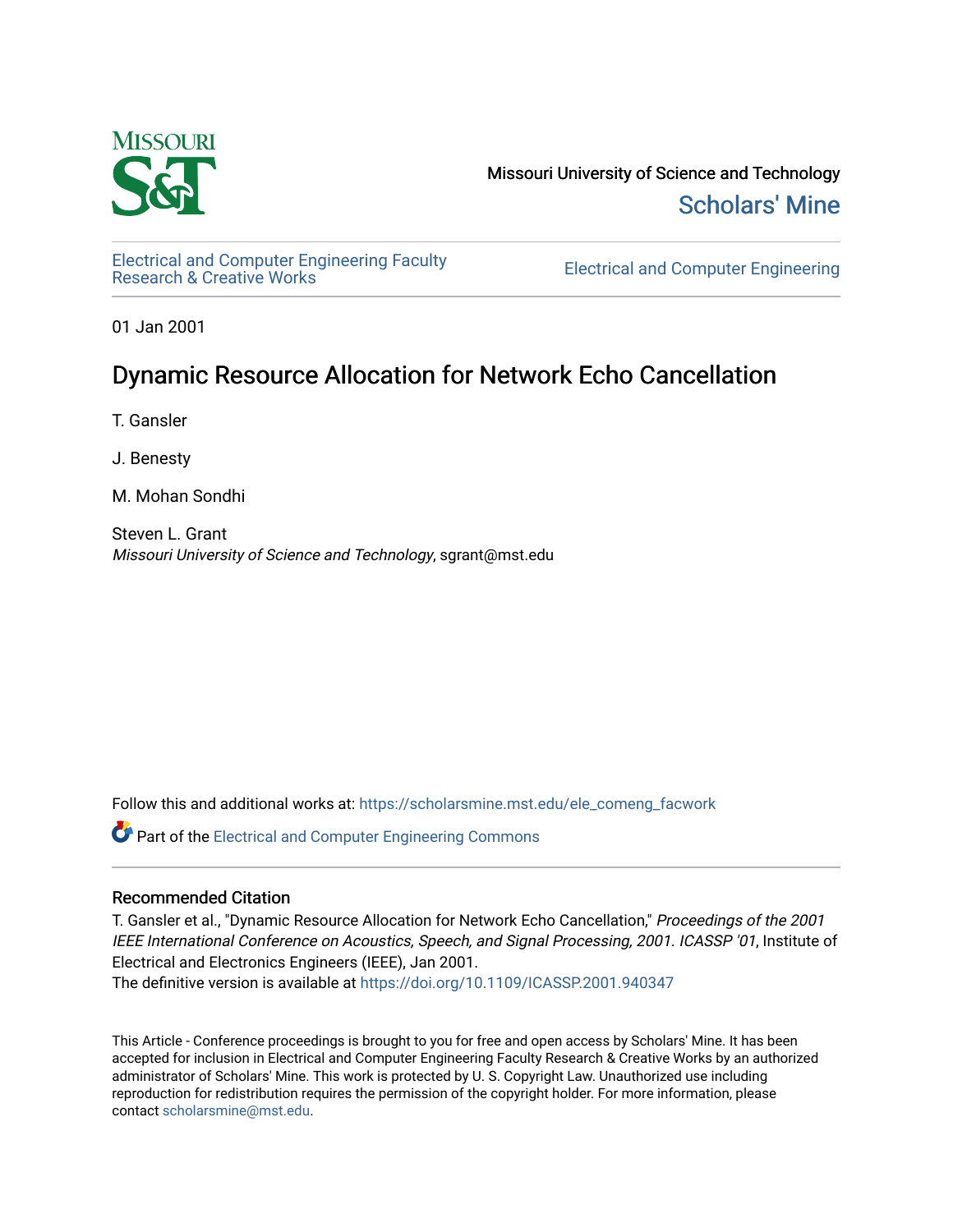Missouri University of Science and Technology

Scholars' Mine

Electrical and Computer Engineering Faculty Research & Creative Works

Electrical and Computer Engineering

01 Jan 2001

# Dynamic Resource Allocation for Network Echo Cancellation

T. Gansler

J. Benesty

M. Mohan Sondhi

Steven L. Grant
*Missouri University of Science and Technology*, sgrant@mst.edu

Follow this and additional works at: https://scholarsmine.mst.edu/ele_comeng_facwork

Part of the Electrical and Computer Engineering Commons

## Recommended Citation

T. Gansler et al., "Dynamic Resource Allocation for Network Echo Cancellation," *Proceedings of the 2001 IEEE International Conference on Acoustics, Speech, and Signal Processing, 2001. ICASSP '01*, Institute of Electrical and Electronics Engineers (IEEE), Jan 2001.
The definitive version is available at https://doi.org/10.1109/ICASSP.2001.940347

This Article - Conference proceedings is brought to you for free and open access by Scholars' Mine. It has been accepted for inclusion in Electrical and Computer Engineering Faculty Research & Creative Works by an authorized administrator of Scholars' Mine. This work is protected by U. S. Copyright Law. Unauthorized use including reproduction for redistribution requires the permission of the copyright holder. For more information, please contact scholarsmine@mst.edu.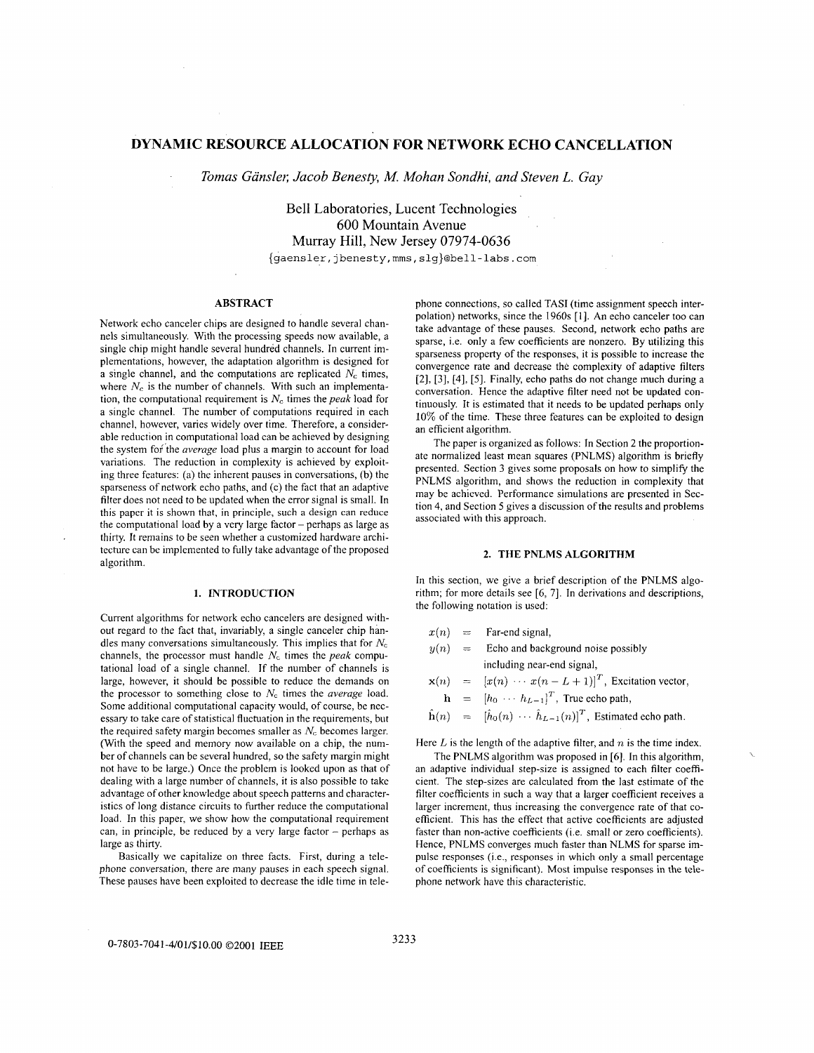# DYNAMIC RESOURCE ALLOCATION FOR NETWORK ECHO CANCELLATION

*Tomas Gänsler, Jacob Benesty, M. Mohan Sondhi, and Steven L. Gay*

Bell Laboratories, Lucent Technologies
600 Mountain Avenue
Murray Hill, New Jersey 07974-0636
{gaensler,jbenesty,mms,slg}@bell-labs.com

## ABSTRACT

Network echo canceler chips are designed to handle several channels simultaneously. With the processing speeds now available, a single chip might handle several hundred channels. In current implementations, however, the adaptation algorithm is designed for a single channel, and the computations are replicated $N_c$ times, where $N_c$ is the number of channels. With such an implementation, the computational requirement is $N_c$ times the *peak* load for a single channel. The number of computations required in each channel, however, varies widely over time. Therefore, a considerable reduction in computational load can be achieved by designing the system for the *average* load plus a margin to account for load variations. The reduction in complexity is achieved by exploiting three features: (a) the inherent pauses in conversations, (b) the sparseness of network echo paths, and (c) the fact that an adaptive filter does not need to be updated when the error signal is small. In this paper it is shown that, in principle, such a design can reduce the computational load by a very large factor – perhaps as large as thirty. It remains to be seen whether a customized hardware architecture can be implemented to fully take advantage of the proposed algorithm.

## 1. INTRODUCTION

Current algorithms for network echo cancelers are designed without regard to the fact that, invariably, a single canceler chip handles many conversations simultaneously. This implies that for $N_c$ channels, the processor must handle $N_c$ times the *peak* computational load of a single channel. If the number of channels is large, however, it should be possible to reduce the demands on the processor to something close to $N_c$ times the *average* load. Some additional computational capacity would, of course, be necessary to take care of statistical fluctuation in the requirements, but the required safety margin becomes smaller as $N_c$ becomes larger. (With the speed and memory now available on a chip, the number of channels can be several hundred, so the safety margin might not have to be large.) Once the problem is looked upon as that of dealing with a large number of channels, it is also possible to take advantage of other knowledge about speech patterns and characteristics of long distance circuits to further reduce the computational load. In this paper, we show how the computational requirement can, in principle, be reduced by a very large factor – perhaps as large as thirty.

Basically we capitalize on three facts. First, during a telephone conversation, there are many pauses in each speech signal. These pauses have been exploited to decrease the idle time in telephone connections, so called TASI (time assignment speech interpolation) networks, since the 1960s [1]. An echo canceler too can take advantage of these pauses. Second, network echo paths are sparse, i.e. only a few coefficients are nonzero. By utilizing this sparseness property of the responses, it is possible to increase the convergence rate and decrease the complexity of adaptive filters [2], [3], [4], [5]. Finally, echo paths do not change much during a conversation. Hence the adaptive filter need not be updated continuously. It is estimated that it needs to be updated perhaps only 10% of the time. These three features can be exploited to design an efficient algorithm.

The paper is organized as follows: In Section 2 the proportionate normalized least mean squares (PNLMS) algorithm is briefly presented. Section 3 gives some proposals on how to simplify the PNLMS algorithm, and shows the reduction in complexity that may be achieved. Performance simulations are presented in Section 4, and Section 5 gives a discussion of the results and problems associated with this approach.

## 2. THE PNLMS ALGORITHM

In this section, we give a brief description of the PNLMS algorithm; for more details see [6, 7]. In derivations and descriptions, the following notation is used:

$x(n)$ = Far-end signal,
$y(n)$ = Echo and background noise possibly including near-end signal,
$\mathbf{x}(n)$ = $[x(n) \cdots x(n-L+1)]^T$, Excitation vector,
$\mathbf{h}$ = $[h_0 \cdots h_{L-1}]^T$, True echo path,
$\hat{\mathbf{h}}(n)$ = $[\hat{h}_0(n) \cdots \hat{h}_{L-1}(n)]^T$, Estimated echo path.

Here $L$ is the length of the adaptive filter, and $n$ is the time index.

The PNLMS algorithm was proposed in [6]. In this algorithm, an adaptive individual step-size is assigned to each filter coefficient. The step-sizes are calculated from the last estimate of the filter coefficients in such a way that a larger coefficient receives a larger increment, thus increasing the convergence rate of that coefficient. This has the effect that active coefficients are adjusted faster than non-active coefficients (i.e. small or zero coefficients). Hence, PNLMS converges much faster than NLMS for sparse impulse responses (i.e., responses in which only a small percentage of coefficients is significant). Most impulse responses in the telephone network have this characteristic.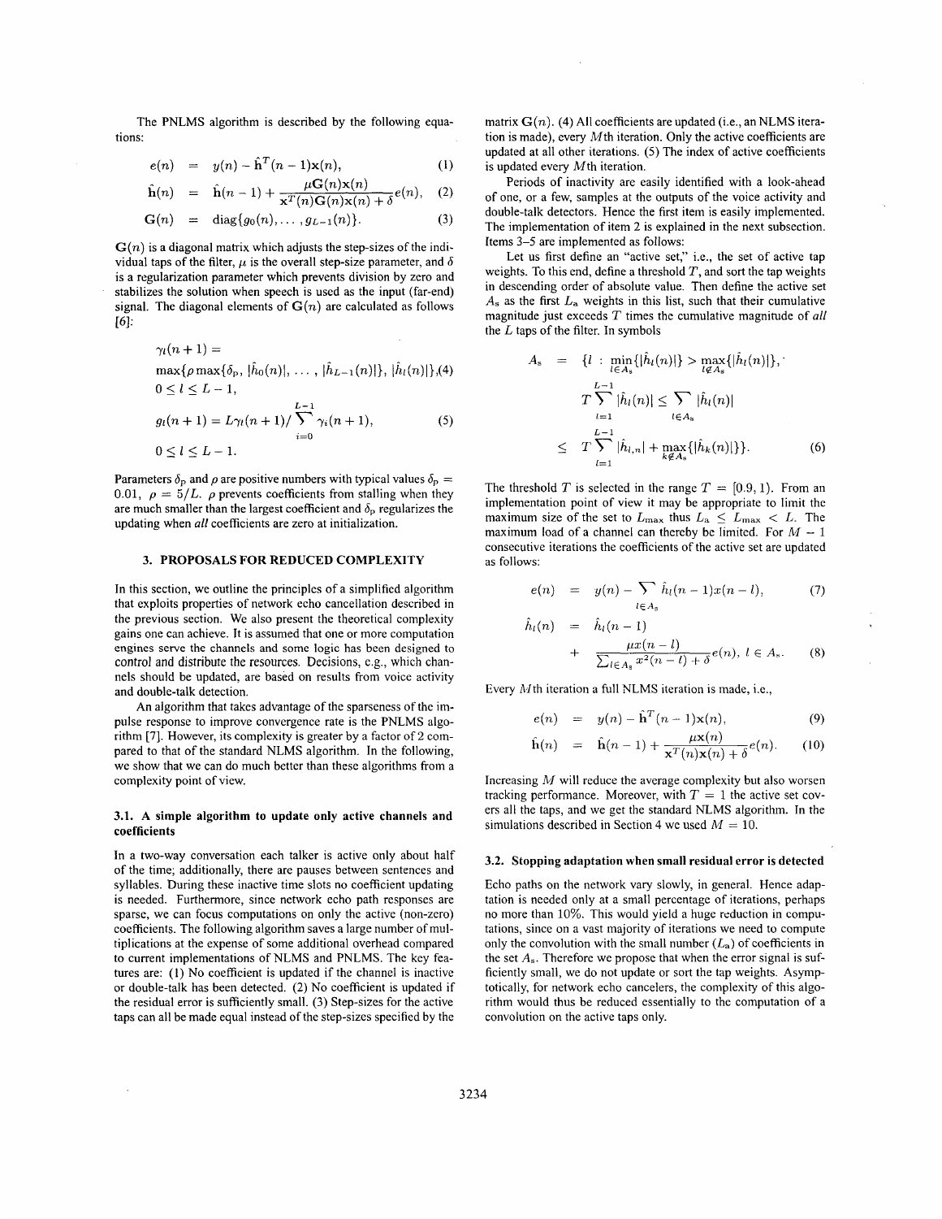The PNLMS algorithm is described by the following equations:

$$e(n) = y(n) - \hat{\mathbf{h}}^T(n-1)\mathbf{x}(n), \quad (1)$$

$$\hat{\mathbf{h}}(n) = \hat{\mathbf{h}}(n-1) + \frac{\mu \mathbf{G}(n)\mathbf{x}(n)}{\mathbf{x}^T(n)\mathbf{G}(n)\mathbf{x}(n) + \delta} e(n), \quad (2)$$

$$\mathbf{G}(n) = \text{diag}\{g_0(n), \ldots, g_{L-1}(n)\}. \quad (3)$$

$\mathbf{G}(n)$ is a diagonal matrix which adjusts the step-sizes of the individual taps of the filter, $\mu$ is the overall step-size parameter, and $\delta$ is a regularization parameter which prevents division by zero and stabilizes the solution when speech is used as the input (far-end) signal. The diagonal elements of $\mathbf{G}(n)$ are calculated as follows [6]:

$$\gamma_l(n+1) = \max\{\rho \max\{\delta_p, |\hat{h}_0(n)|, \ldots, |\hat{h}_{L-1}(n)|\}, |\hat{h}_l(n)|\}, \quad (4)$$
$$0 \leq l \leq L-1,$$

$$g_l(n+1) = L\gamma_l(n+1) / \sum_{i=0}^{L-1} \gamma_i(n+1), \quad (5)$$
$$0 \leq l \leq L-1.$$

Parameters $\delta_p$ and $\rho$ are positive numbers with typical values $\delta_p = 0.01$, $\rho = 5/L$. $\rho$ prevents coefficients from stalling when they are much smaller than the largest coefficient and $\delta_p$ regularizes the updating when *all* coefficients are zero at initialization.

### 3. PROPOSALS FOR REDUCED COMPLEXITY

In this section, we outline the principles of a simplified algorithm that exploits properties of network echo cancellation described in the previous section. We also present the theoretical complexity gains one can achieve. It is assumed that one or more computation engines serve the channels and some logic has been designed to control and distribute the resources. Decisions, e.g., which channels should be updated, are based on results from voice activity and double-talk detection.

An algorithm that takes advantage of the sparseness of the impulse response to improve convergence rate is the PNLMS algorithm [7]. However, its complexity is greater by a factor of 2 compared to that of the standard NLMS algorithm. In the following, we show that we can do much better than these algorithms from a complexity point of view.

#### 3.1. A simple algorithm to update only active channels and coefficients

In a two-way conversation each talker is active only about half of the time; additionally, there are pauses between sentences and syllables. During these inactive time slots no coefficient updating is needed. Furthermore, since network echo path responses are sparse, we can focus computations on only the active (non-zero) coefficients. The following algorithm saves a large number of multiplications at the expense of some additional overhead compared to current implementations of NLMS and PNLMS. The key features are: (1) No coefficient is updated if the channel is inactive or double-talk has been detected. (2) No coefficient is updated if the residual error is sufficiently small. (3) Step-sizes for the active taps can all be made equal instead of the step-sizes specified by the matrix $\mathbf{G}(n)$. (4) All coefficients are updated (i.e., an NLMS iteration is made), every $M$th iteration. Only the active coefficients are updated at all other iterations. (5) The index of active coefficients is updated every $M$th iteration.

Periods of inactivity are easily identified with a look-ahead of one, or a few, samples at the outputs of the voice activity and double-talk detectors. Hence the first item is easily implemented. The implementation of item 2 is explained in the next subsection. Items 3–5 are implemented as follows:

Let us first define an "active set," i.e., the set of active tap weights. To this end, define a threshold $T$, and sort the tap weights in descending order of absolute value. Then define the active set $A_s$ as the first $L_a$ weights in this list, such that their cumulative magnitude just exceeds $T$ times the cumulative magnitude of *all* the $L$ taps of the filter. In symbols

$$A_s = \{l : \min_{l \in A_s}\{|\hat{h}_l(n)|\} > \max_{l \notin A_s}\{|\hat{h}_l(n)|\},$$
$$T\sum_{l=1}^{L-1} |\hat{h}_l(n)| \leq \sum_{l \in A_s} |\hat{h}_l(n)|$$
$$\leq T\sum_{l=1}^{L-1} |\hat{h}_{l,n}| + \max_{k \notin A_s}\{|\hat{h}_k(n)|\}\}. \quad (6)$$

The threshold $T$ is selected in the range $T = [0.9, 1)$. From an implementation point of view it may be appropriate to limit the maximum size of the set to $L_{\max}$ thus $L_a \leq L_{\max} < L$. The maximum load of a channel can thereby be limited. For $M-1$ consecutive iterations the coefficients of the active set are updated as follows:

$$e(n) = y(n) - \sum_{l \in A_s} \hat{h}_l(n-1)x(n-l), \quad (7)$$

$$\hat{h}_l(n) = \hat{h}_l(n-1) + \frac{\mu x(n-l)}{\sum_{l \in A_s} x^2(n-l) + \delta} e(n), \; l \in A_s. \quad (8)$$

Every $M$th iteration a full NLMS iteration is made, i.e.,

$$e(n) = y(n) - \hat{\mathbf{h}}^T(n-1)\mathbf{x}(n), \quad (9)$$

$$\hat{\mathbf{h}}(n) = \hat{\mathbf{h}}(n-1) + \frac{\mu \mathbf{x}(n)}{\mathbf{x}^T(n)\mathbf{x}(n) + \delta} e(n). \quad (10)$$

Increasing $M$ will reduce the average complexity but also worsen tracking performance. Moreover, with $T = 1$ the active set covers all the taps, and we get the standard NLMS algorithm. In the simulations described in Section 4 we used $M = 10$.

#### 3.2. Stopping adaptation when small residual error is detected

Echo paths on the network vary slowly, in general. Hence adaptation is needed only at a small percentage of iterations, perhaps no more than 10%. This would yield a huge reduction in computations, since on a vast majority of iterations we need to compute only the convolution with the small number ($L_a$) of coefficients in the set $A_s$. Therefore we propose that when the error signal is sufficiently small, we do not update or sort the tap weights. Asymptotically, for network echo cancelers, the complexity of this algorithm would thus be reduced essentially to the computation of a convolution on the active taps only.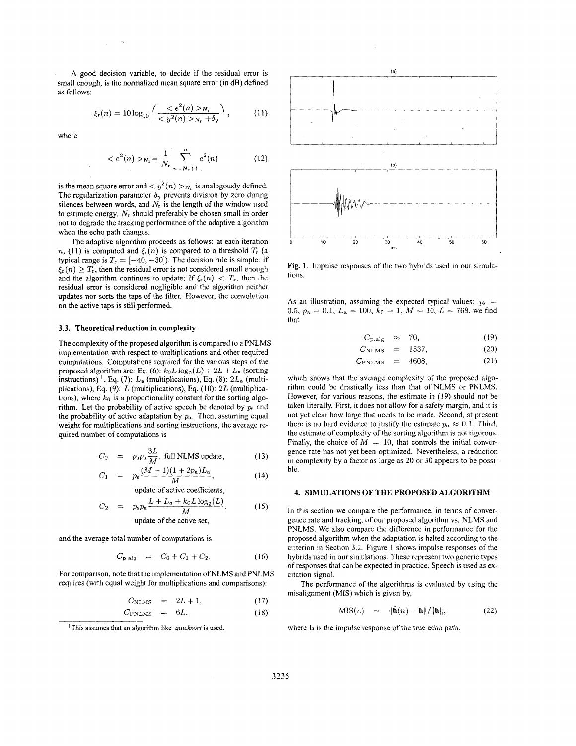A good decision variable, to decide if the residual error is small enough, is the normalized mean square error (in dB) defined as follows:

$$\xi_r(n) = 10\log_{10}\left(\frac{<e^2(n)>_{N_r}}{<y^2(n)>_{N_r}+\delta_y}\right), \tag{11}$$

where

$$<e^2(n)>_{N_r} = \frac{1}{N_r}\sum_{n-N_r+1}^{n} e^2(n) \tag{12}$$

is the mean square error and $<y^2(n)>_{N_r}$ is analogously defined. The regularization parameter $\delta_y$ prevents division by zero during silences between words, and $N_r$ is the length of the window used to estimate energy. $N_r$ should preferably be chosen small in order not to degrade the tracking performance of the adaptive algorithm when the echo path changes.

The adaptive algorithm proceeds as follows: at each iteration $n$, (11) is computed and $\xi_r(n)$ is compared to a threshold $T_r$ (a typical range is $T_r = [-40, -30]$). The decision rule is simple: if $\xi_r(n) \geq T_r$, then the residual error is not considered small enough and the algorithm continues to update; If $\xi_r(n) < T_r$, then the residual error is considered negligible and the algorithm neither updates nor sorts the taps of the filter. However, the convolution on the active taps is still performed.

### 3.3. Theoretical reduction in complexity

The complexity of the proposed algorithm is compared to a PNLMS implementation with respect to multiplications and other required computations. Computations required for the various steps of the proposed algorithm are: Eq. (6): $k_0 L \log_2(L) + 2L + L_a$ (sorting instructions)[1], Eq. (7): $L_a$ (multiplications), Eq. (8): $2L_a$ (multiplications), Eq. (9): $L$ (multiplications), Eq. (10): $2L$ (multiplications), where $k_0$ is a proportionality constant for the sorting algorithm. Let the probability of active speech be denoted by $p_s$ and the probability of active adaptation by $p_a$. Then, assuming equal weight for multiplications and sorting instructions, the average required number of computations is

$$C_0 = p_s p_a \frac{3L}{M}, \text{ full NLMS update}, \tag{13}$$

$$C_1 = p_s \frac{(M-1)(1+2p_a)L_a}{M}, \tag{14}$$

update of active coefficients,

$$C_2 = p_s p_a \frac{L + L_a + k_0 L \log_2(L)}{M}, \tag{15}$$

update of the active set,

and the average total number of computations is

$$C_{\text{p.alg}} = C_0 + C_1 + C_2. \tag{16}$$

For comparison, note that the implementation of NLMS and PNLMS requires (with equal weight for multiplications and comparisons):

$$C_{\text{NLMS}} = 2L + 1, \tag{17}$$

$$C_{\text{PNLMS}} = 6L. \tag{18}$$

[1] This assumes that an algorithm like *quicksort* is used.

Fig. 1. Impulse responses of the two hybrids used in our simulations.

As an illustration, assuming the expected typical values: $p_s = 0.5$, $p_a = 0.1$, $L_a = 100$, $k_0 = 1$, $M = 10$, $L = 768$, we find that

$$C_{\text{p.alg}} \approx 70, \tag{19}$$

$$C_{\text{NLMS}} = 1537, \tag{20}$$

$$C_{\text{PNLMS}} = 4608, \tag{21}$$

which shows that the average complexity of the proposed algorithm could be drastically less than that of NLMS or PNLMS. However, for various reasons, the estimate in (19) should not be taken literally. First, it does not allow for a safety margin, and it is not yet clear how large that needs to be made. Second, at present there is no hard evidence to justify the estimate $p_a \approx 0.1$. Third, the estimate of complexity of the sorting algorithm is not rigorous. Finally, the choice of $M = 10$, that controls the initial convergence rate has not yet been optimized. Nevertheless, a reduction in complexity by a factor as large as 20 or 30 appears to be possible.

## 4. SIMULATIONS OF THE PROPOSED ALGORITHM

In this section we compare the performance, in terms of convergence rate and tracking, of our proposed algorithm vs. NLMS and PNLMS. We also compare the difference in performance for the proposed algorithm when the adaptation is halted according to the criterion in Section 3.2. Figure 1 shows impulse responses of the hybrids used in our simulations. These represent two generic types of responses that can be expected in practice. Speech is used as excitation signal.

The performance of the algorithms is evaluated by using the misalignment (MIS) which is given by,

$$\text{MIS}(n) = \|\hat{\mathbf{h}}(n) - \mathbf{h}\|/\|\mathbf{h}\|, \tag{22}$$

where $\mathbf{h}$ is the impulse response of the true echo path.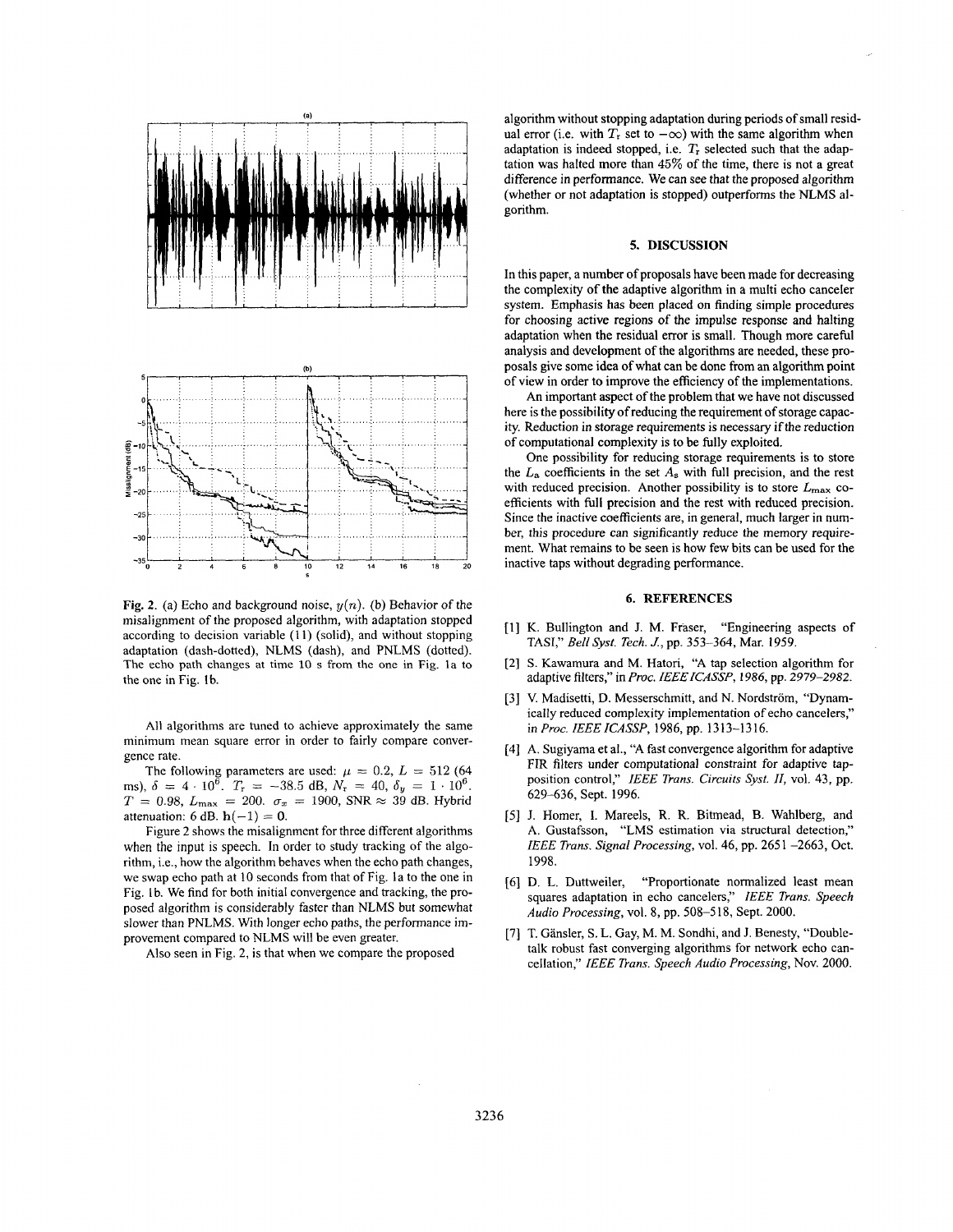(a)

(b)

5

0

-5

-10

-15

-20

-25

-30

-35

0 2 4 6 8 10 12 14 16 18 20

s

Misalignment (dB)

**Fig. 2.** (a) Echo and background noise, $y(n)$. (b) Behavior of the misalignment of the proposed algorithm, with adaptation stopped according to decision variable (11) (solid), and without stopping adaptation (dash-dotted), NLMS (dash), and PNLMS (dotted). The echo path changes at time 10 s from the one in Fig. 1a to the one in Fig. 1b.

All algorithms are tuned to achieve approximately the same minimum mean square error in order to fairly compare convergence rate.

The following parameters are used: $\mu = 0.2$, $L = 512$ (64 ms), $\delta = 4 \cdot 10^6$. $T_r = -38.5$ dB, $N_r = 40$, $\delta_y = 1 \cdot 10^6$. $T = 0.98$, $L_{\max} = 200$. $\sigma_x = 1900$, SNR $\approx 39$ dB. Hybrid attenuation: 6 dB. $\mathbf{h}(-1) = \mathbf{0}$.

Figure 2 shows the misalignment for three different algorithms when the input is speech. In order to study tracking of the algorithm, i.e., how the algorithm behaves when the echo path changes, we swap echo path at 10 seconds from that of Fig. 1a to the one in Fig. 1b. We find for both initial convergence and tracking, the proposed algorithm is considerably faster than NLMS but somewhat slower than PNLMS. With longer echo paths, the performance improvement compared to NLMS will be even greater.

Also seen in Fig. 2, is that when we compare the proposed algorithm without stopping adaptation during periods of small residual error (i.e. with $T_r$ set to $-\infty$) with the same algorithm when adaptation is indeed stopped, i.e. $T_r$ selected such that the adaptation was halted more than 45% of the time, there is not a great difference in performance. We can see that the proposed algorithm (whether or not adaptation is stopped) outperforms the NLMS algorithm.

## 5. DISCUSSION

In this paper, a number of proposals have been made for decreasing the complexity of the adaptive algorithm in a multi echo canceler system. Emphasis has been placed on finding simple procedures for choosing active regions of the impulse response and halting adaptation when the residual error is small. Though more careful analysis and development of the algorithms are needed, these proposals give some idea of what can be done from an algorithm point of view in order to improve the efficiency of the implementations.

An important aspect of the problem that we have not discussed here is the possibility of reducing the requirement of storage capacity. Reduction in storage requirements is necessary if the reduction of computational complexity is to be fully exploited.

One possibility for reducing storage requirements is to store the $L_a$ coefficients in the set $A_s$ with full precision, and the rest with reduced precision. Another possibility is to store $L_{\max}$ coefficients with full precision and the rest with reduced precision. Since the inactive coefficients are, in general, much larger in number, this procedure can significantly reduce the memory requirement. What remains to be seen is how few bits can be used for the inactive taps without degrading performance.

## 6. REFERENCES

[1] K. Bullington and J. M. Fraser, "Engineering aspects of TASI," *Bell Syst. Tech. J.*, pp. 353–364, Mar. 1959.

[2] S. Kawamura and M. Hatori, "A tap selection algorithm for adaptive filters," in *Proc. IEEE ICASSP, 1986, pp. 2979–2982.*

[3] V. Madisetti, D. Messerschmitt, and N. Nordström, "Dynamically reduced complexity implementation of echo cancelers," in *Proc. IEEE ICASSP*, 1986, pp. 1313–1316.

[4] A. Sugiyama et al., "A fast convergence algorithm for adaptive FIR filters under computational constraint for adaptive tap-position control," *IEEE Trans. Circuits Syst. II*, vol. 43, pp. 629–636, Sept. 1996.

[5] J. Homer, I. Mareels, R. R. Bitmead, B. Wahlberg, and A. Gustafsson, "LMS estimation via structural detection," *IEEE Trans. Signal Processing*, vol. 46, pp. 2651 –2663, Oct. 1998.

[6] D. L. Duttweiler, "Proportionate normalized least mean squares adaptation in echo cancelers," *IEEE Trans. Speech Audio Processing*, vol. 8, pp. 508–518, Sept. 2000.

[7] T. Gänsler, S. L. Gay, M. M. Sondhi, and J. Benesty, "Double-talk robust fast converging algorithms for network echo cancellation," *IEEE Trans. Speech Audio Processing*, Nov. 2000.